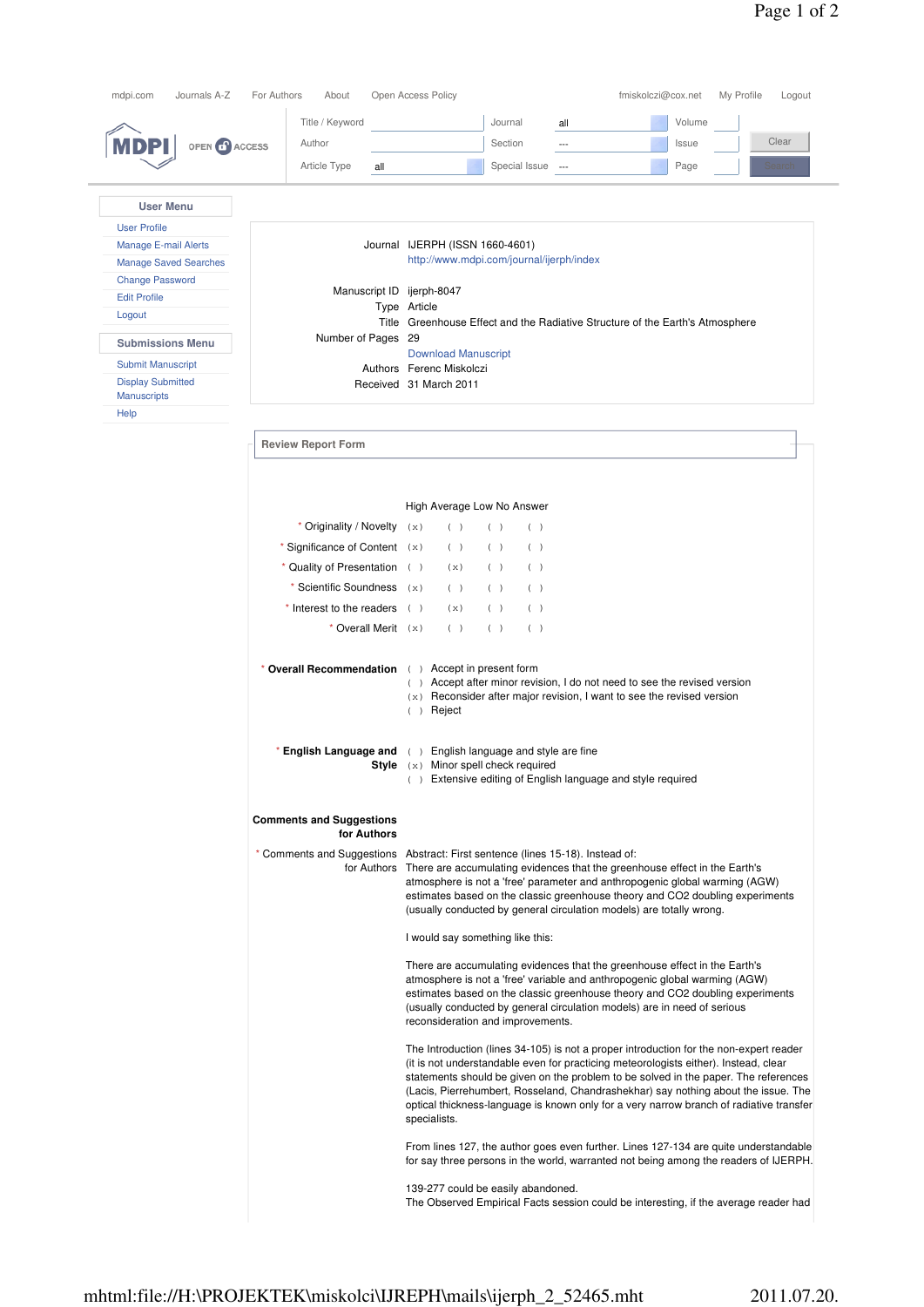mdpi.com Journals A-Z For Authors About Open Access Policy fmiskolczi@cox.net My Profile Logout

| Title / Keyword | | Journal | all | Volume | |
|---|---|---|---|---|---|
| Author | | Section | --- | Issue | |
| Article Type | all | Special Issue | --- | Page | |

Clear

Search

**User Menu**

- User Profile
- Manage E-mail Alerts
- Manage Saved Searches
- Change Password
- Edit Profile
- Logout

**Submissions Menu**

- Submit Manuscript
- Display Submitted Manuscripts
- Help

| | |
|---|---|
| Journal | IJERPH (ISSN 1660-4601) |
| | http://www.mdpi.com/journal/ijerph/index |
| Manuscript ID | ijerph-8047 |
| Type | Article |
| Title | Greenhouse Effect and the Radiative Structure of the Earth's Atmosphere |
| Number of Pages | 29 |
| | Download Manuscript |
| Authors | Ferenc Miskolczi |
| Received | 31 March 2011 |

## Review Report Form

| | High | Average | Low | No Answer |
|---|---|---|---|---|
| * Originality / Novelty | (x) | ( ) | ( ) | ( ) |
| * Significance of Content | (x) | ( ) | ( ) | ( ) |
| * Quality of Presentation | ( ) | (x) | ( ) | ( ) |
| * Scientific Soundness | (x) | ( ) | ( ) | ( ) |
| * Interest to the readers | ( ) | (x) | ( ) | ( ) |
| * Overall Merit | (x) | ( ) | ( ) | ( ) |

**\* Overall Recommendation**

- ( ) Accept in present form
- ( ) Accept after minor revision, I do not need to see the revised version
- (x) Reconsider after major revision, I want to see the revised version
- ( ) Reject

**\* English Language and Style**

- ( ) English language and style are fine
- (x) Minor spell check required
- ( ) Extensive editing of English language and style required

**Comments and Suggestions for Authors**

\* Comments and Suggestions for Authors

Abstract: First sentence (lines 15-18). Instead of:
There are accumulating evidences that the greenhouse effect in the Earth's atmosphere is not a 'free' parameter and anthropogenic global warming (AGW) estimates based on the classic greenhouse theory and CO2 doubling experiments (usually conducted by general circulation models) are totally wrong.

I would say something like this:

There are accumulating evidences that the greenhouse effect in the Earth's atmosphere is not a 'free' variable and anthropogenic global warming (AGW) estimates based on the classic greenhouse theory and CO2 doubling experiments (usually conducted by general circulation models) are in need of serious reconsideration and improvements.

The Introduction (lines 34-105) is not a proper introduction for the non-expert reader (it is not understandable even for practicing meteorologists either). Instead, clear statements should be given on the problem to be solved in the paper. The references (Lacis, Pierrehumbert, Rosseland, Chandrashekhar) say nothing about the issue. The optical thickness-language is known only for a very narrow branch of radiative transfer specialists.

From lines 127, the author goes even further. Lines 127-134 are quite understandable for say three persons in the world, warranted not being among the readers of IJERPH.

139-277 could be easily abandoned.
The Observed Empirical Facts session could be interesting, if the average reader had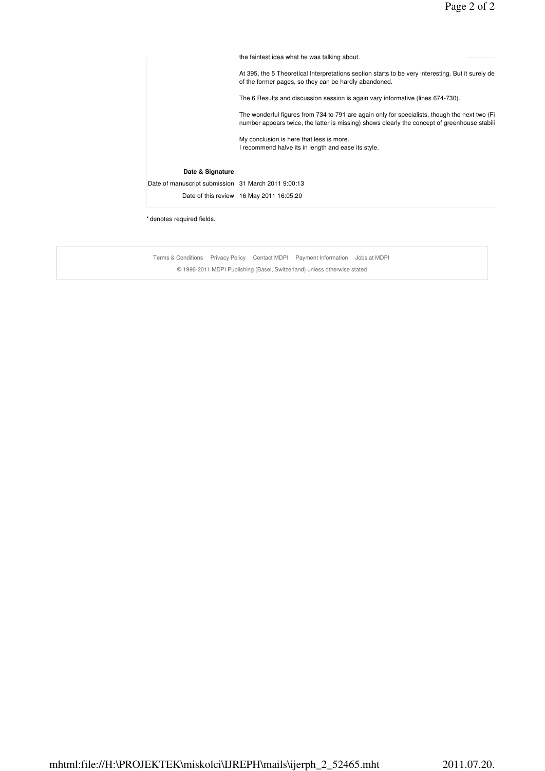the faintest idea what he was talking about.

At 395, the 5 Theoretical Interpretations section starts to be very interesting. But it surely de
of the former pages, so they can be hardly abandoned.

The 6 Results and discussion session is again vary informative (lines 674-730).

The wonderful figures from 734 to 791 are again only for specialists, though the next two (Fi
number appears twice, the latter is missing) shows clearly the concept of greenhouse stabili

My conclusion is here that less is more.
I recommend halve its in length and ease its style.

**Date & Signature**

Date of manuscript submission 31 March 2011 9:00:13

Date of this review 16 May 2011 16:05:20

* denotes required fields.

Terms & Conditions Privacy Policy Contact MDPI Payment Information Jobs at MDPI

© 1996-2011 MDPI Publishing (Basel, Switzerland) unless otherwise stated

mhtml:file://H:\PROJEKTEK\miskolci\IJREPH\mails\ijerph_2_52465.mht 2011.07.20.